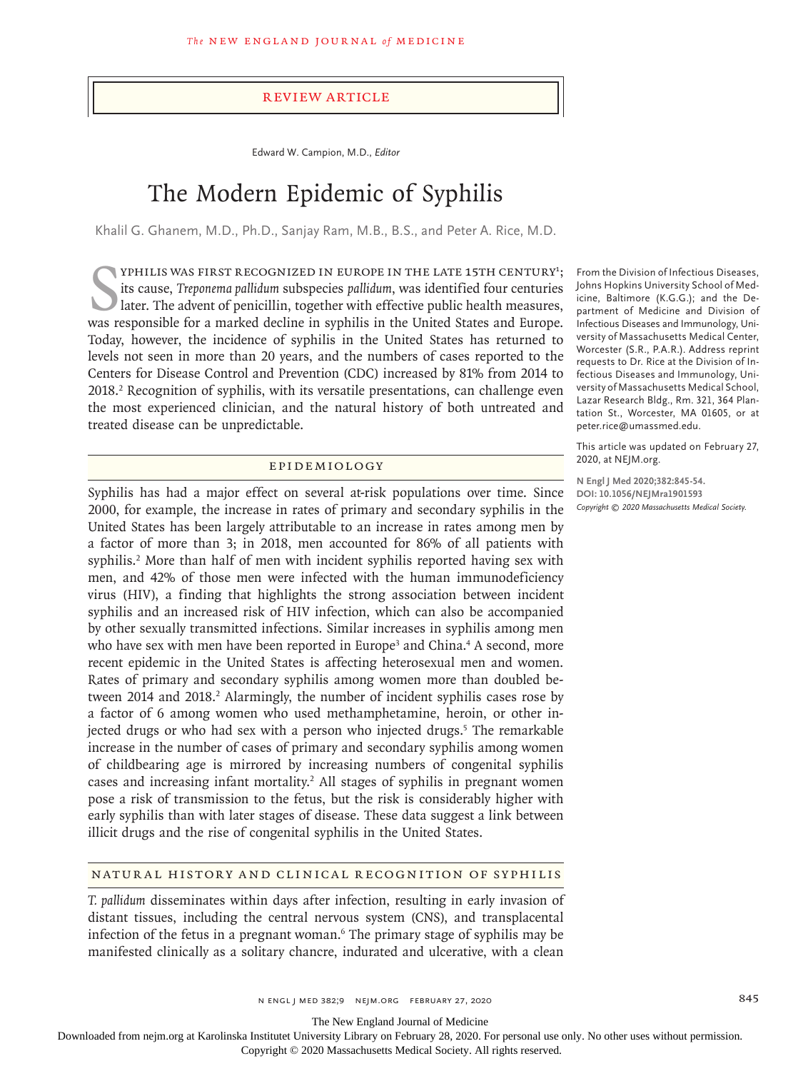Review Article

Edward W. Campion, M.D., *Editor*

# The Modern Epidemic of Syphilis

Khalil G. Ghanem, M.D., Ph.D., Sanjay Ram, M.B., B.S., and Peter A. Rice, M.D.

From the Division of Infectious Diseases, Johns Hopkins University School of Medicine, Baltimore (K.G.G.); and the Department of Medicine and Division of Infectious Diseases and Immunology, University of Massachusetts Medical Center, Worcester (S.R., P.A.R.). Address reprint requests to Dr. Rice at the Division of Infectious Diseases and Immunology, University of Massachusetts Medical School, Lazar Research Bldg., Rm. 321, 364 Plantation St., Worcester, MA 01605, or at peter.rice@umassmed.edu.

This article was updated on February 27, 2020, at NEJM.org.

N Engl J Med 2020;382:845-54.
DOI: 10.1056/NEJMra1901593
*Copyright © 2020 Massachusetts Medical Society.*

Syphilis was first recognized in Europe in the late 15th century[1]; its cause, *Treponema pallidum* subspecies *pallidum*, was identified four centuries later. The advent of penicillin, together with effective public health measures, was responsible for a marked decline in syphilis in the United States and Europe. Today, however, the incidence of syphilis in the United States has returned to levels not seen in more than 20 years, and the numbers of cases reported to the Centers for Disease Control and Prevention (CDC) increased by 81% from 2014 to 2018.[2] Recognition of syphilis, with its versatile presentations, can challenge even the most experienced clinician, and the natural history of both untreated and treated disease can be unpredictable.

## Epidemiology

Syphilis has had a major effect on several at-risk populations over time. Since 2000, for example, the increase in rates of primary and secondary syphilis in the United States has been largely attributable to an increase in rates among men by a factor of more than 3; in 2018, men accounted for 86% of all patients with syphilis.[2] More than half of men with incident syphilis reported having sex with men, and 42% of those men were infected with the human immunodeficiency virus (HIV), a finding that highlights the strong association between incident syphilis and an increased risk of HIV infection, which can also be accompanied by other sexually transmitted infections. Similar increases in syphilis among men who have sex with men have been reported in Europe[3] and China.[4] A second, more recent epidemic in the United States is affecting heterosexual men and women. Rates of primary and secondary syphilis among women more than doubled between 2014 and 2018.[2] Alarmingly, the number of incident syphilis cases rose by a factor of 6 among women who used methamphetamine, heroin, or other injected drugs or who had sex with a person who injected drugs.[5] The remarkable increase in the number of cases of primary and secondary syphilis among women of childbearing age is mirrored by increasing numbers of congenital syphilis cases and increasing infant mortality.[2] All stages of syphilis in pregnant women pose a risk of transmission to the fetus, but the risk is considerably higher with early syphilis than with later stages of disease. These data suggest a link between illicit drugs and the rise of congenital syphilis in the United States.

## Natural History and Clinical Recognition of Syphilis

*T. pallidum* disseminates within days after infection, resulting in early invasion of distant tissues, including the central nervous system (CNS), and transplacental infection of the fetus in a pregnant woman.[6] The primary stage of syphilis may be manifested clinically as a solitary chancre, indurated and ulcerative, with a clean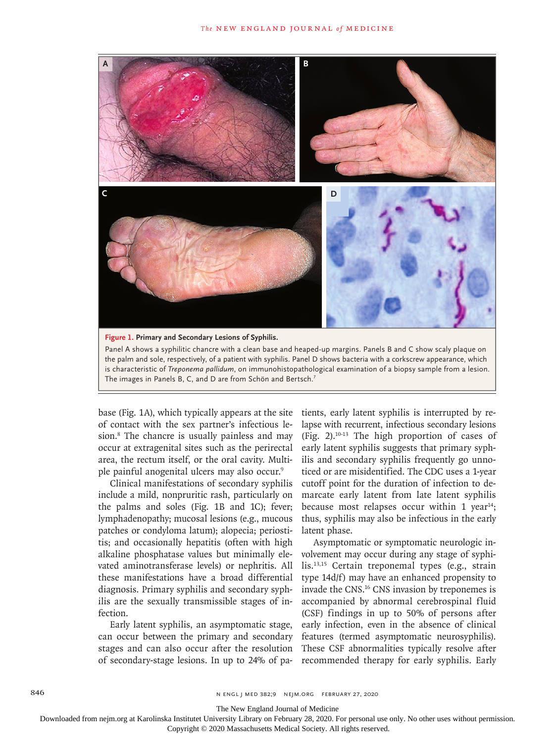**Figure 1. Primary and Secondary Lesions of Syphilis.**

Panel A shows a syphilitic chancre with a clean base and heaped-up margins. Panels B and C show scaly plaque on the palm and sole, respectively, of a patient with syphilis. Panel D shows bacteria with a corkscrew appearance, which is characteristic of *Treponema pallidum*, on immunohistopathological examination of a biopsy sample from a lesion. The images in Panels B, C, and D are from Schön and Bertsch.[7]

base (Fig. 1A), which typically appears at the site of contact with the sex partner's infectious lesion.[8] The chancre is usually painless and may occur at extragenital sites such as the perirectal area, the rectum itself, or the oral cavity. Multiple painful anogenital ulcers may also occur.[9]

Clinical manifestations of secondary syphilis include a mild, nonpruritic rash, particularly on the palms and soles (Fig. 1B and 1C); fever; lymphadenopathy; mucosal lesions (e.g., mucous patches or condyloma latum); alopecia; periostitis; and occasionally hepatitis (often with high alkaline phosphatase values but minimally elevated aminotransferase levels) or nephritis. All these manifestations have a broad differential diagnosis. Primary syphilis and secondary syphilis are the sexually transmissible stages of infection.

Early latent syphilis, an asymptomatic stage, can occur between the primary and secondary stages and can also occur after the resolution of secondary-stage lesions. In up to 24% of patients, early latent syphilis is interrupted by relapse with recurrent, infectious secondary lesions (Fig. 2).[10-13] The high proportion of cases of early latent syphilis suggests that primary syphilis and secondary syphilis frequently go unnoticed or are misidentified. The CDC uses a 1-year cutoff point for the duration of infection to demarcate early latent from late latent syphilis because most relapses occur within 1 year[14]; thus, syphilis may also be infectious in the early latent phase.

Asymptomatic or symptomatic neurologic involvement may occur during any stage of syphilis.[13,15] Certain treponemal types (e.g., strain type 14d/f) may have an enhanced propensity to invade the CNS.[16] CNS invasion by treponemes is accompanied by abnormal cerebrospinal fluid (CSF) findings in up to 50% of persons after early infection, even in the absence of clinical features (termed asymptomatic neurosyphilis). These CSF abnormalities typically resolve after recommended therapy for early syphilis. Early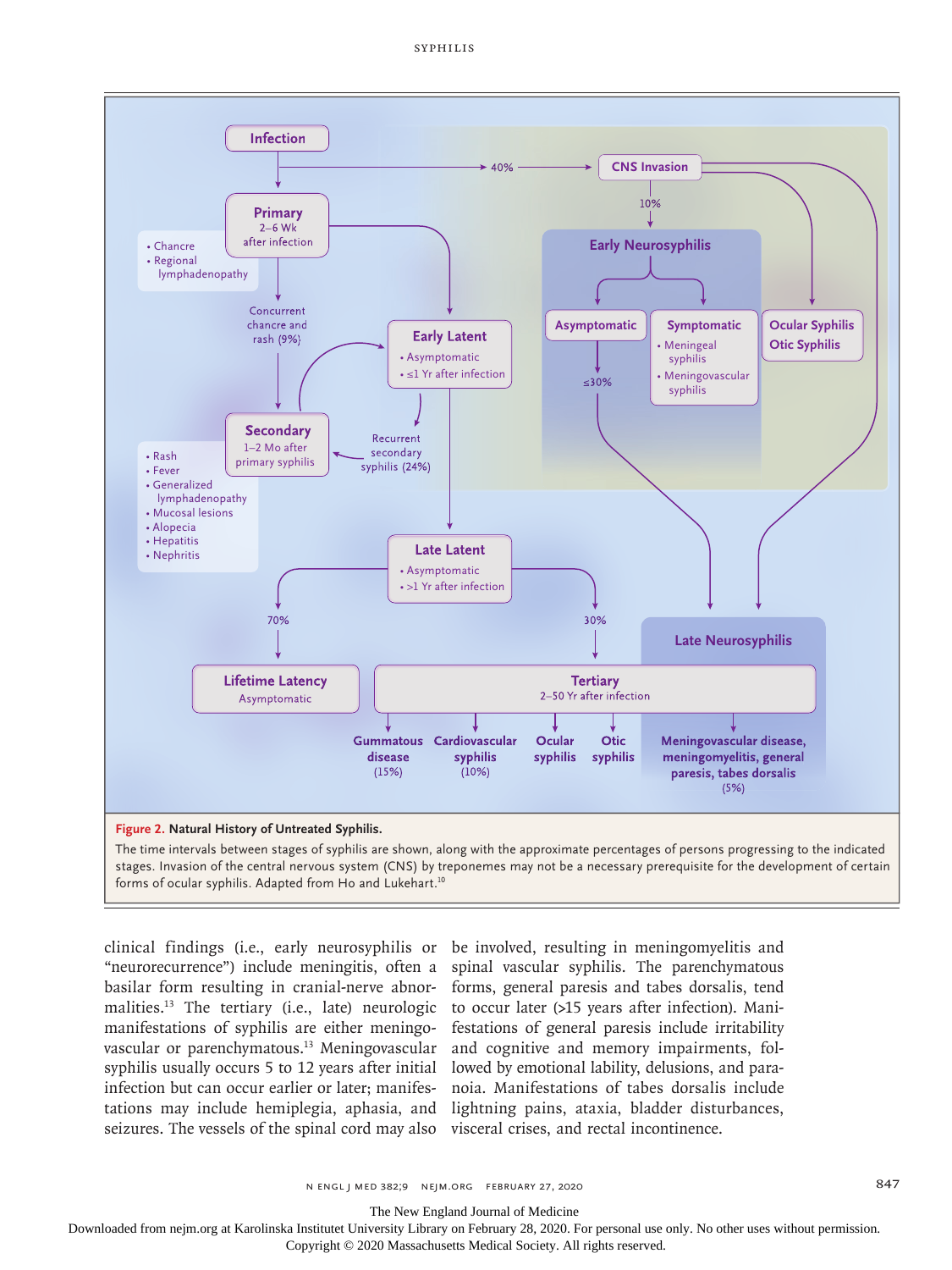**Figure 2. Natural History of Untreated Syphilis.**

The time intervals between stages of syphilis are shown, along with the approximate percentages of persons progressing to the indicated stages. Invasion of the central nervous system (CNS) by treponemes may not be a necessary prerequisite for the development of certain forms of ocular syphilis. Adapted from Ho and Lukehart.[10]

clinical findings (i.e., early neurosyphilis or "neurorecurrence") include meningitis, often a basilar form resulting in cranial-nerve abnormalities.[13] The tertiary (i.e., late) neurologic manifestations of syphilis are either meningovascular or parenchymatous.[13] Meningovascular syphilis usually occurs 5 to 12 years after initial infection but can occur earlier or later; manifestations may include hemiplegia, aphasia, and seizures. The vessels of the spinal cord may also be involved, resulting in meningomyelitis and spinal vascular syphilis. The parenchymatous forms, general paresis and tabes dorsalis, tend to occur later (>15 years after infection). Manifestations of general paresis include irritability and cognitive and memory impairments, followed by emotional lability, delusions, and paranoia. Manifestations of tabes dorsalis include lightning pains, ataxia, bladder disturbances, visceral crises, and rectal incontinence.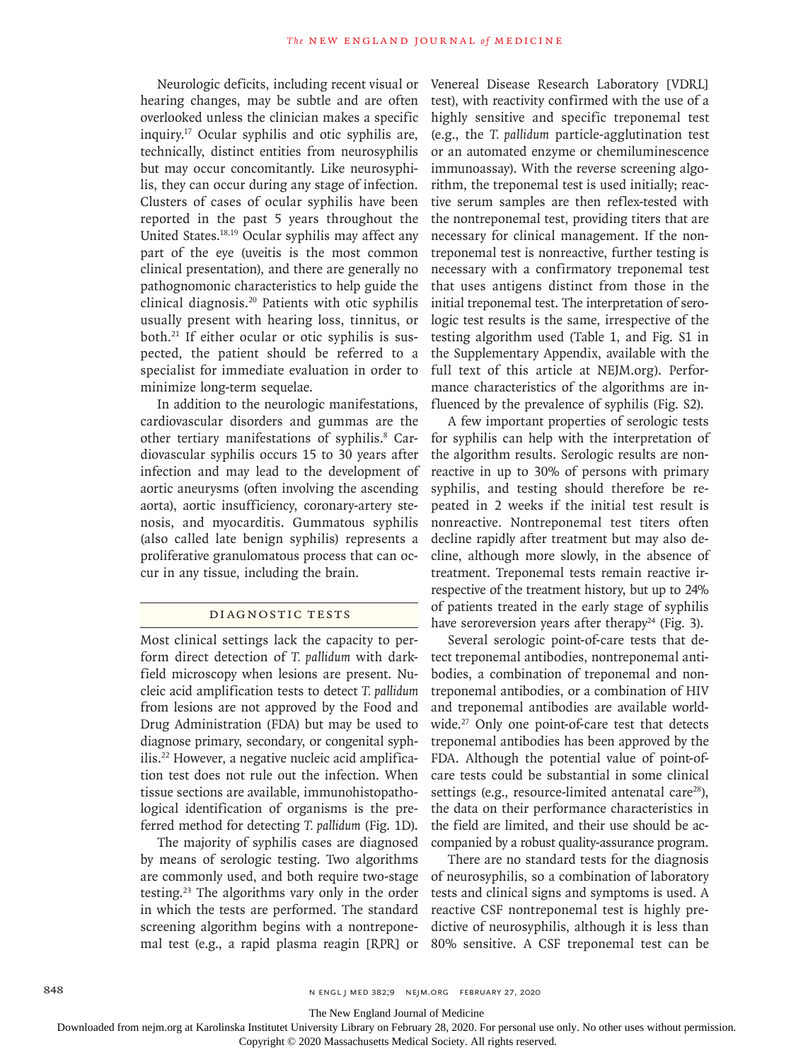Neurologic deficits, including recent visual or hearing changes, may be subtle and are often overlooked unless the clinician makes a specific inquiry.[17] Ocular syphilis and otic syphilis are, technically, distinct entities from neurosyphilis but may occur concomitantly. Like neurosyphilis, they can occur during any stage of infection. Clusters of cases of ocular syphilis have been reported in the past 5 years throughout the United States.[18,19] Ocular syphilis may affect any part of the eye (uveitis is the most common clinical presentation), and there are generally no pathognomonic characteristics to help guide the clinical diagnosis.[20] Patients with otic syphilis usually present with hearing loss, tinnitus, or both.[21] If either ocular or otic syphilis is suspected, the patient should be referred to a specialist for immediate evaluation in order to minimize long-term sequelae.

In addition to the neurologic manifestations, cardiovascular disorders and gummas are the other tertiary manifestations of syphilis.[8] Cardiovascular syphilis occurs 15 to 30 years after infection and may lead to the development of aortic aneurysms (often involving the ascending aorta), aortic insufficiency, coronary-artery stenosis, and myocarditis. Gummatous syphilis (also called late benign syphilis) represents a proliferative granulomatous process that can occur in any tissue, including the brain.

## DIAGNOSTIC TESTS

Most clinical settings lack the capacity to perform direct detection of *T. pallidum* with darkfield microscopy when lesions are present. Nucleic acid amplification tests to detect *T. pallidum* from lesions are not approved by the Food and Drug Administration (FDA) but may be used to diagnose primary, secondary, or congenital syphilis.[22] However, a negative nucleic acid amplification test does not rule out the infection. When tissue sections are available, immunohistopathological identification of organisms is the preferred method for detecting *T. pallidum* (Fig. 1D).

The majority of syphilis cases are diagnosed by means of serologic testing. Two algorithms are commonly used, and both require two-stage testing.[23] The algorithms vary only in the order in which the tests are performed. The standard screening algorithm begins with a nontreponemal test (e.g., a rapid plasma reagin [RPR] or Venereal Disease Research Laboratory [VDRL] test), with reactivity confirmed with the use of a highly sensitive and specific treponemal test (e.g., the *T. pallidum* particle-agglutination test or an automated enzyme or chemiluminescence immunoassay). With the reverse screening algorithm, the treponemal test is used initially; reactive serum samples are then reflex-tested with the nontreponemal test, providing titers that are necessary for clinical management. If the nontreponemal test is nonreactive, further testing is necessary with a confirmatory treponemal test that uses antigens distinct from those in the initial treponemal test. The interpretation of serologic test results is the same, irrespective of the testing algorithm used (Table 1, and Fig. S1 in the Supplementary Appendix, available with the full text of this article at NEJM.org). Performance characteristics of the algorithms are influenced by the prevalence of syphilis (Fig. S2).

A few important properties of serologic tests for syphilis can help with the interpretation of the algorithm results. Serologic results are nonreactive in up to 30% of persons with primary syphilis, and testing should therefore be repeated in 2 weeks if the initial test result is nonreactive. Nontreponemal test titers often decline rapidly after treatment but may also decline, although more slowly, in the absence of treatment. Treponemal tests remain reactive irrespective of the treatment history, but up to 24% of patients treated in the early stage of syphilis have seroreversion years after therapy[24] (Fig. 3).

Several serologic point-of-care tests that detect treponemal antibodies, nontreponemal antibodies, a combination of treponemal and nontreponemal antibodies, or a combination of HIV and treponemal antibodies are available worldwide.[27] Only one point-of-care test that detects treponemal antibodies has been approved by the FDA. Although the potential value of point-of-care tests could be substantial in some clinical settings (e.g., resource-limited antenatal care[28]), the data on their performance characteristics in the field are limited, and their use should be accompanied by a robust quality-assurance program.

There are no standard tests for the diagnosis of neurosyphilis, so a combination of laboratory tests and clinical signs and symptoms is used. A reactive CSF nontreponemal test is highly predictive of neurosyphilis, although it is less than 80% sensitive. A CSF treponemal test can be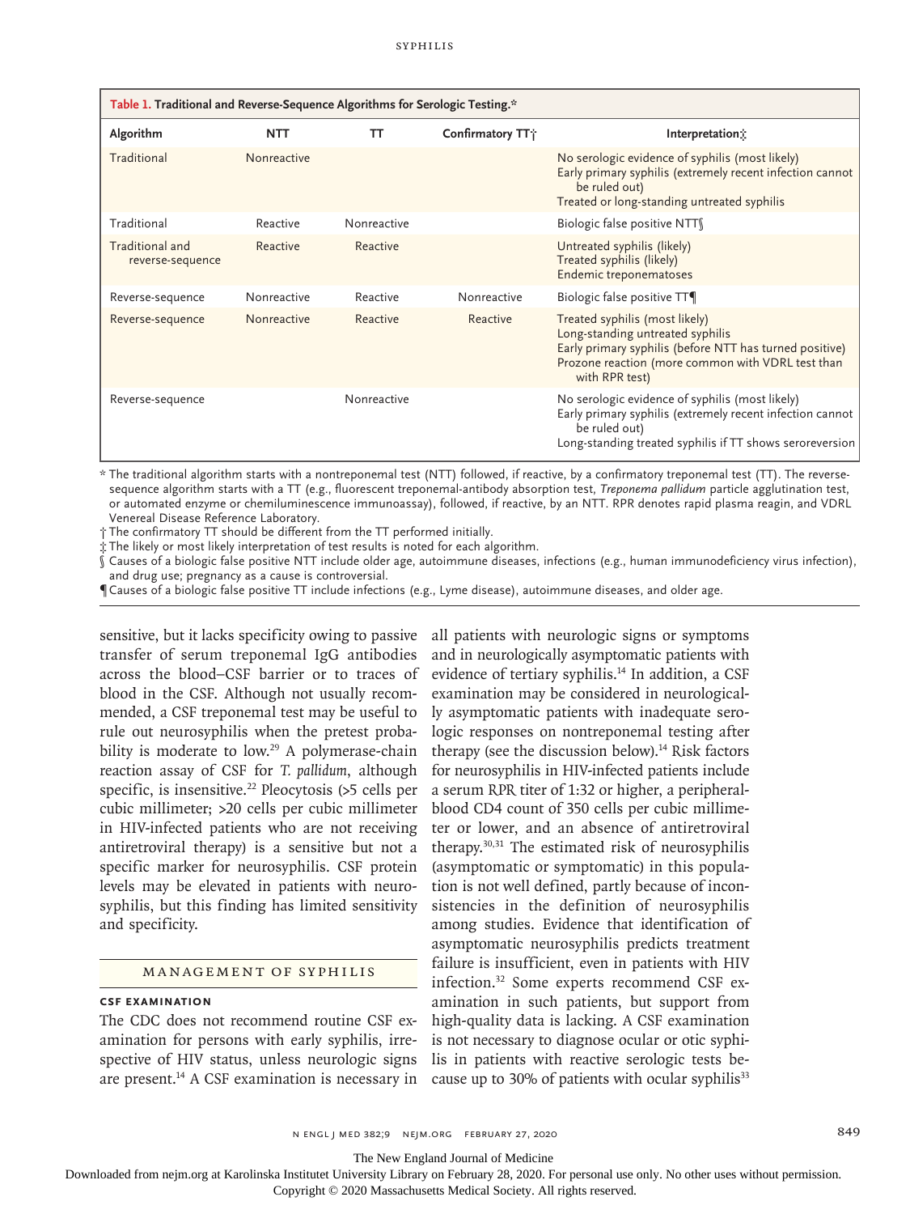**Table 1. Traditional and Reverse-Sequence Algorithms for Serologic Testing.***

| Algorithm | NTT | TT | Confirmatory TT† | Interpretation‡ |
|---|---|---|---|---|
| Traditional | Nonreactive | | | No serologic evidence of syphilis (most likely)<br>Early primary syphilis (extremely recent infection cannot be ruled out)<br>Treated or long-standing untreated syphilis |
| Traditional | Reactive | Nonreactive | | Biologic false positive NTT§ |
| Traditional and reverse-sequence | Reactive | Reactive | | Untreated syphilis (likely)<br>Treated syphilis (likely)<br>Endemic treponematoses |
| Reverse-sequence | Nonreactive | Reactive | Nonreactive | Biologic false positive TT¶ |
| Reverse-sequence | Nonreactive | Reactive | Reactive | Treated syphilis (most likely)<br>Long-standing untreated syphilis<br>Early primary syphilis (before NTT has turned positive)<br>Prozone reaction (more common with VDRL test than with RPR test) |
| Reverse-sequence | | Nonreactive | | No serologic evidence of syphilis (most likely)<br>Early primary syphilis (extremely recent infection cannot be ruled out)<br>Long-standing treated syphilis if TT shows seroreversion |

\* The traditional algorithm starts with a nontreponemal test (NTT) followed, if reactive, by a confirmatory treponemal test (TT). The reverse-sequence algorithm starts with a TT (e.g., fluorescent treponemal-antibody absorption test, *Treponema pallidum* particle agglutination test, or automated enzyme or chemiluminescence immunoassay), followed, if reactive, by an NTT. RPR denotes rapid plasma reagin, and VDRL Venereal Disease Reference Laboratory.

† The confirmatory TT should be different from the TT performed initially.

‡ The likely or most likely interpretation of test results is noted for each algorithm.

§ Causes of a biologic false positive NTT include older age, autoimmune diseases, infections (e.g., human immunodeficiency virus infection), and drug use; pregnancy as a cause is controversial.

¶ Causes of a biologic false positive TT include infections (e.g., Lyme disease), autoimmune diseases, and older age.

sensitive, but it lacks specificity owing to passive transfer of serum treponemal IgG antibodies across the blood–CSF barrier or to traces of blood in the CSF. Although not usually recommended, a CSF treponemal test may be useful to rule out neurosyphilis when the pretest probability is moderate to low.[29] A polymerase-chain reaction assay of CSF for *T. pallidum*, although specific, is insensitive.[22] Pleocytosis (>5 cells per cubic millimeter; >20 cells per cubic millimeter in HIV-infected patients who are not receiving antiretroviral therapy) is a sensitive but not a specific marker for neurosyphilis. CSF protein levels may be elevated in patients with neurosyphilis, but this finding has limited sensitivity and specificity.

## MANAGEMENT OF SYPHILIS

### CSF EXAMINATION

The CDC does not recommend routine CSF examination for persons with early syphilis, irrespective of HIV status, unless neurologic signs are present.[14] A CSF examination is necessary in all patients with neurologic signs or symptoms and in neurologically asymptomatic patients with evidence of tertiary syphilis.[14] In addition, a CSF examination may be considered in neurologically asymptomatic patients with inadequate serologic responses on nontreponemal testing after therapy (see the discussion below).[14] Risk factors for neurosyphilis in HIV-infected patients include a serum RPR titer of 1:32 or higher, a peripheral-blood CD4 count of 350 cells per cubic millimeter or lower, and an absence of antiretroviral therapy.[30,31] The estimated risk of neurosyphilis (asymptomatic or symptomatic) in this population is not well defined, partly because of inconsistencies in the definition of neurosyphilis among studies. Evidence that identification of asymptomatic neurosyphilis predicts treatment failure is insufficient, even in patients with HIV infection.[32] Some experts recommend CSF examination in such patients, but support from high-quality data is lacking. A CSF examination is not necessary to diagnose ocular or otic syphilis in patients with reactive serologic tests because up to 30% of patients with ocular syphilis[33]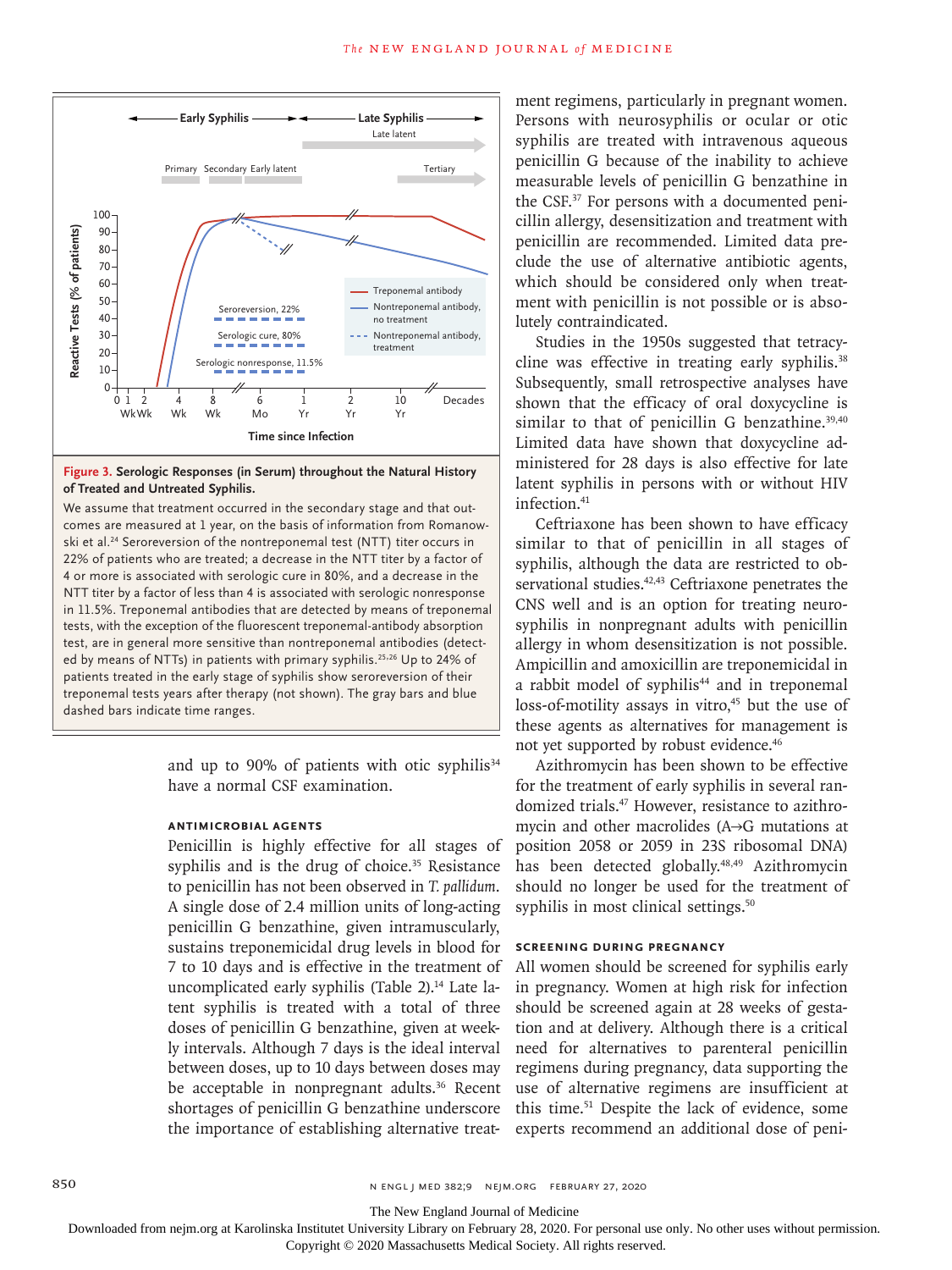**Figure 3. Serologic Responses (in Serum) throughout the Natural History of Treated and Untreated Syphilis.**

We assume that treatment occurred in the secondary stage and that outcomes are measured at 1 year, on the basis of information from Romanowski et al.[24] Seroreversion of the nontreponemal test (NTT) titer occurs in 22% of patients who are treated; a decrease in the NTT titer by a factor of 4 or more is associated with serologic cure in 80%, and a decrease in the NTT titer by a factor of less than 4 is associated with serologic nonresponse in 11.5%. Treponemal antibodies that are detected by means of treponemal tests, with the exception of the fluorescent treponemal-antibody absorption test, are in general more sensitive than nontreponemal antibodies (detected by means of NTTs) in patients with primary syphilis.[25,26] Up to 24% of patients treated in the early stage of syphilis show seroreversion of their treponemal tests years after therapy (not shown). The gray bars and blue dashed bars indicate time ranges.

and up to 90% of patients with otic syphilis[34] have a normal CSF examination.

### ANTIMICROBIAL AGENTS

Penicillin is highly effective for all stages of syphilis and is the drug of choice.[35] Resistance to penicillin has not been observed in *T. pallidum*. A single dose of 2.4 million units of long-acting penicillin G benzathine, given intramuscularly, sustains treponemicidal drug levels in blood for 7 to 10 days and is effective in the treatment of uncomplicated early syphilis (Table 2).[14] Late latent syphilis is treated with a total of three doses of penicillin G benzathine, given at weekly intervals. Although 7 days is the ideal interval between doses, up to 10 days between doses may be acceptable in nonpregnant adults.[36] Recent shortages of penicillin G benzathine underscore the importance of establishing alternative treatment regimens, particularly in pregnant women. Persons with neurosyphilis or ocular or otic syphilis are treated with intravenous aqueous penicillin G because of the inability to achieve measurable levels of penicillin G benzathine in the CSF.[37] For persons with a documented penicillin allergy, desensitization and treatment with penicillin are recommended. Limited data preclude the use of alternative antibiotic agents, which should be considered only when treatment with penicillin is not possible or is absolutely contraindicated.

Studies in the 1950s suggested that tetracycline was effective in treating early syphilis.[38] Subsequently, small retrospective analyses have shown that the efficacy of oral doxycycline is similar to that of penicillin G benzathine.[39,40] Limited data have shown that doxycycline administered for 28 days is also effective for late latent syphilis in persons with or without HIV infection.[41]

Ceftriaxone has been shown to have efficacy similar to that of penicillin in all stages of syphilis, although the data are restricted to observational studies.[42,43] Ceftriaxone penetrates the CNS well and is an option for treating neurosyphilis in nonpregnant adults with penicillin allergy in whom desensitization is not possible. Ampicillin and amoxicillin are treponemicidal in a rabbit model of syphilis[44] and in treponemal loss-of-motility assays in vitro,[45] but the use of these agents as alternatives for management is not yet supported by robust evidence.[46]

Azithromycin has been shown to be effective for the treatment of early syphilis in several randomized trials.[47] However, resistance to azithromycin and other macrolides (A→G mutations at position 2058 or 2059 in 23S ribosomal DNA) has been detected globally.[48,49] Azithromycin should no longer be used for the treatment of syphilis in most clinical settings.[50]

### SCREENING DURING PREGNANCY

All women should be screened for syphilis early in pregnancy. Women at high risk for infection should be screened again at 28 weeks of gestation and at delivery. Although there is a critical need for alternatives to parenteral penicillin regimens during pregnancy, data supporting the use of alternative regimens are insufficient at this time.[51] Despite the lack of evidence, some experts recommend an additional dose of peni-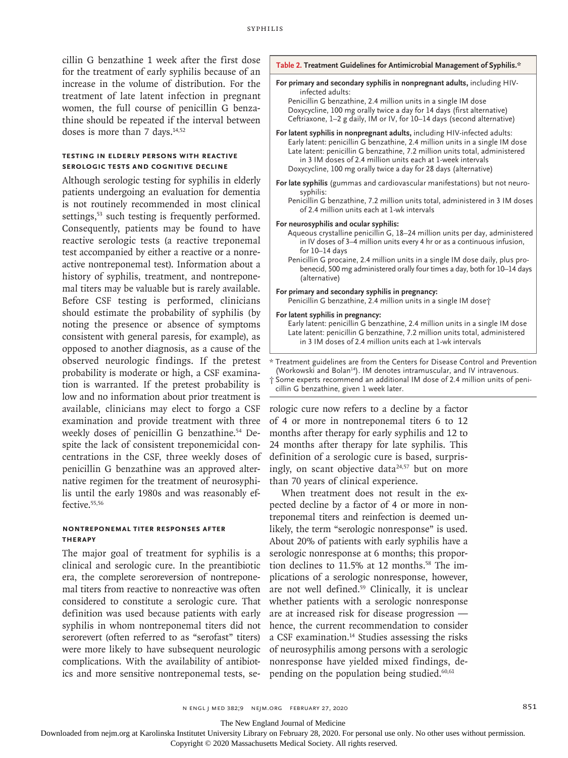cillin G benzathine 1 week after the first dose for the treatment of early syphilis because of an increase in the volume of distribution. For the treatment of late latent infection in pregnant women, the full course of penicillin G benzathine should be repeated if the interval between doses is more than 7 days.[14,52]

### Testing in Elderly Persons with Reactive Serologic Tests and Cognitive Decline

Although serologic testing for syphilis in elderly patients undergoing an evaluation for dementia is not routinely recommended in most clinical settings,[53] such testing is frequently performed. Consequently, patients may be found to have reactive serologic tests (a reactive treponemal test accompanied by either a reactive or a nonreactive nontreponemal test). Information about a history of syphilis, treatment, and nontreponemal titers may be valuable but is rarely available. Before CSF testing is performed, clinicians should estimate the probability of syphilis (by noting the presence or absence of symptoms consistent with general paresis, for example), as opposed to another diagnosis, as a cause of the observed neurologic findings. If the pretest probability is moderate or high, a CSF examination is warranted. If the pretest probability is low and no information about prior treatment is available, clinicians may elect to forgo a CSF examination and provide treatment with three weekly doses of penicillin G benzathine.[54] Despite the lack of consistent treponemicidal concentrations in the CSF, three weekly doses of penicillin G benzathine was an approved alternative regimen for the treatment of neurosyphilis until the early 1980s and was reasonably effective.[55,56]

### Nontreponemal Titer Responses after Therapy

The major goal of treatment for syphilis is a clinical and serologic cure. In the preantibiotic era, the complete seroreversion of nontreponemal titers from reactive to nonreactive was often considered to constitute a serologic cure. That definition was used because patients with early syphilis in whom nontreponemal titers did not serorevert (often referred to as "serofast" titers) were more likely to have subsequent neurologic complications. With the availability of antibiotics and more sensitive nontreponemal tests, serologic cure now refers to a decline by a factor of 4 or more in nontreponemal titers 6 to 12 months after therapy for early syphilis and 12 to 24 months after therapy for late syphilis. This definition of a serologic cure is based, surprisingly, on scant objective data[24,57] but on more than 70 years of clinical experience.

When treatment does not result in the expected decline by a factor of 4 or more in nontreponemal titers and reinfection is deemed unlikely, the term "serologic nonresponse" is used. About 20% of patients with early syphilis have a serologic nonresponse at 6 months; this proportion declines to 11.5% at 12 months.[58] The implications of a serologic nonresponse, however, are not well defined.[59] Clinically, it is unclear whether patients with a serologic nonresponse are at increased risk for disease progression — hence, the current recommendation to consider a CSF examination.[14] Studies assessing the risks of neurosyphilis among persons with a serologic nonresponse have yielded mixed findings, depending on the population being studied.[60,61]

**Table 2. Treatment Guidelines for Antimicrobial Management of Syphilis.***

**For primary and secondary syphilis in nonpregnant adults,** including HIV-infected adults:
- Penicillin G benzathine, 2.4 million units in a single IM dose
- Doxycycline, 100 mg orally twice a day for 14 days (first alternative)
- Ceftriaxone, 1–2 g daily, IM or IV, for 10–14 days (second alternative)

**For latent syphilis in nonpregnant adults,** including HIV-infected adults:
- Early latent: penicillin G benzathine, 2.4 million units in a single IM dose
- Late latent: penicillin G benzathine, 7.2 million units total, administered in 3 IM doses of 2.4 million units each at 1-week intervals
- Doxycycline, 100 mg orally twice a day for 28 days (alternative)

**For late syphilis** (gummas and cardiovascular manifestations) but not neurosyphilis:
- Penicillin G benzathine, 7.2 million units total, administered in 3 IM doses of 2.4 million units each at 1-wk intervals

**For neurosyphilis and ocular syphilis:**
- Aqueous crystalline penicillin G, 18–24 million units per day, administered in IV doses of 3–4 million units every 4 hr or as a continuous infusion, for 10–14 days
- Penicillin G procaine, 2.4 million units in a single IM dose daily, plus probenecid, 500 mg administered orally four times a day, both for 10–14 days (alternative)

**For primary and secondary syphilis in pregnancy:**
- Penicillin G benzathine, 2.4 million units in a single IM dose†

**For latent syphilis in pregnancy:**
- Early latent: penicillin G benzathine, 2.4 million units in a single IM dose
- Late latent: penicillin G benzathine, 7.2 million units total, administered in 3 IM doses of 2.4 million units each at 1-wk intervals

\* Treatment guidelines are from the Centers for Disease Control and Prevention (Workowski and Bolan[14]). IM denotes intramuscular, and IV intravenous.

† Some experts recommend an additional IM dose of 2.4 million units of penicillin G benzathine, given 1 week later.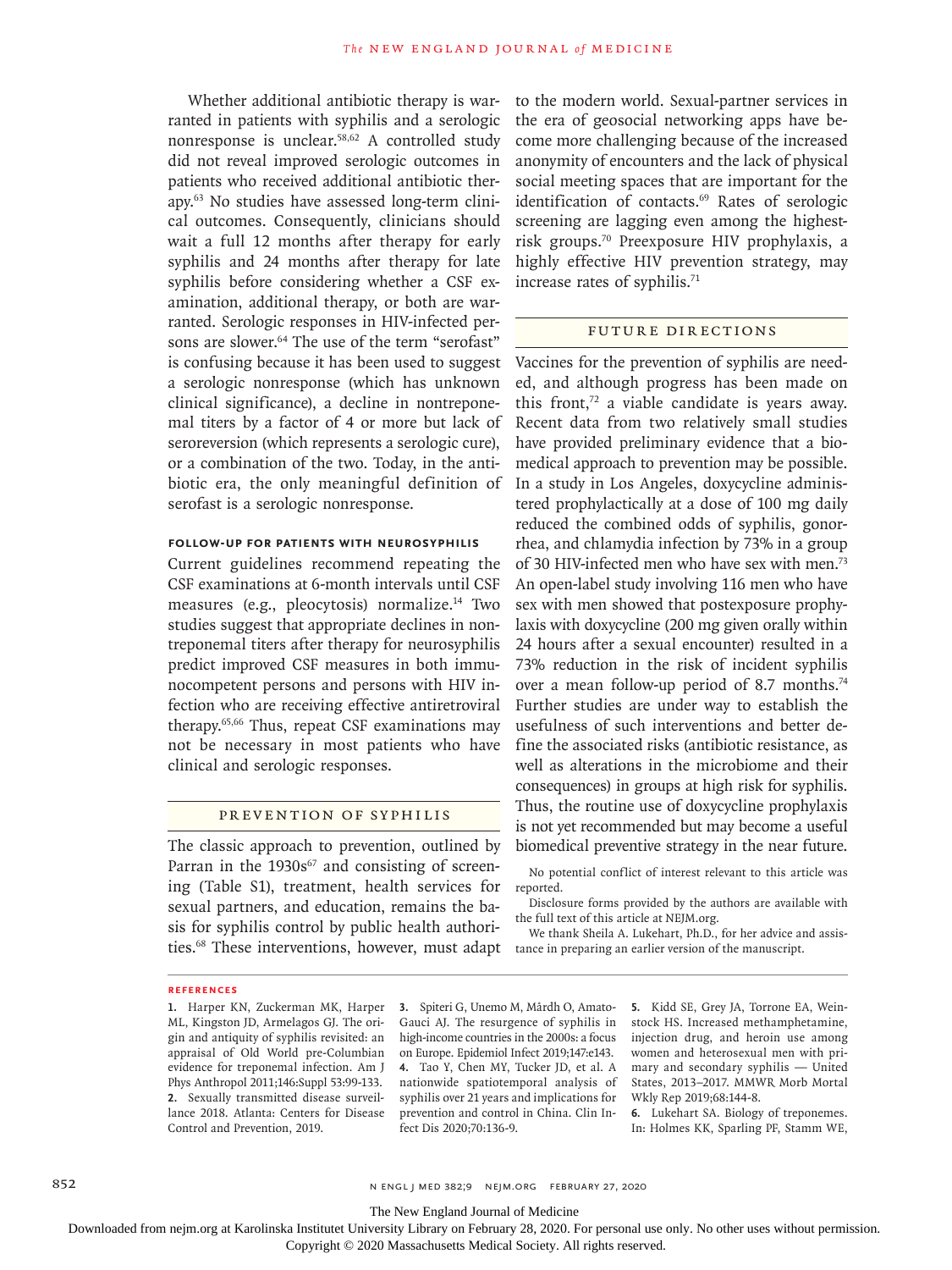Whether additional antibiotic therapy is warranted in patients with syphilis and a serologic nonresponse is unclear.[58,62] A controlled study did not reveal improved serologic outcomes in patients who received additional antibiotic therapy.[63] No studies have assessed long-term clinical outcomes. Consequently, clinicians should wait a full 12 months after therapy for early syphilis and 24 months after therapy for late syphilis before considering whether a CSF examination, additional therapy, or both are warranted. Serologic responses in HIV-infected persons are slower.[64] The use of the term "serofast" is confusing because it has been used to suggest a serologic nonresponse (which has unknown clinical significance), a decline in nontreponemal titers by a factor of 4 or more but lack of seroreversion (which represents a serologic cure), or a combination of the two. Today, in the antibiotic era, the only meaningful definition of serofast is a serologic nonresponse.

### FOLLOW-UP FOR PATIENTS WITH NEUROSYPHILIS

Current guidelines recommend repeating the CSF examinations at 6-month intervals until CSF measures (e.g., pleocytosis) normalize.[14] Two studies suggest that appropriate declines in nontreponemal titers after therapy for neurosyphilis predict improved CSF measures in both immunocompetent persons and persons with HIV infection who are receiving effective antiretroviral therapy.[65,66] Thus, repeat CSF examinations may not be necessary in most patients who have clinical and serologic responses.

## PREVENTION OF SYPHILIS

The classic approach to prevention, outlined by Parran in the 1930s[67] and consisting of screening (Table S1), treatment, health services for sexual partners, and education, remains the basis for syphilis control by public health authorities.[68] These interventions, however, must adapt to the modern world. Sexual-partner services in the era of geosocial networking apps have become more challenging because of the increased anonymity of encounters and the lack of physical social meeting spaces that are important for the identification of contacts.[69] Rates of serologic screening are lagging even among the highest-risk groups.[70] Preexposure HIV prophylaxis, a highly effective HIV prevention strategy, may increase rates of syphilis.[71]

## FUTURE DIRECTIONS

Vaccines for the prevention of syphilis are needed, and although progress has been made on this front,[72] a viable candidate is years away. Recent data from two relatively small studies have provided preliminary evidence that a biomedical approach to prevention may be possible. In a study in Los Angeles, doxycycline administered prophylactically at a dose of 100 mg daily reduced the combined odds of syphilis, gonorrhea, and chlamydia infection by 73% in a group of 30 HIV-infected men who have sex with men.[73] An open-label study involving 116 men who have sex with men showed that postexposure prophylaxis with doxycycline (200 mg given orally within 24 hours after a sexual encounter) resulted in a 73% reduction in the risk of incident syphilis over a mean follow-up period of 8.7 months.[74] Further studies are under way to establish the usefulness of such interventions and better define the associated risks (antibiotic resistance, as well as alterations in the microbiome and their consequences) in groups at high risk for syphilis. Thus, the routine use of doxycycline prophylaxis is not yet recommended but may become a useful biomedical preventive strategy in the near future.

No potential conflict of interest relevant to this article was reported.

Disclosure forms provided by the authors are available with the full text of this article at NEJM.org.

We thank Sheila A. Lukehart, Ph.D., for her advice and assistance in preparing an earlier version of the manuscript.

### REFERENCES

1. Harper KN, Zuckerman MK, Harper ML, Kingston JD, Armelagos GJ. The origin and antiquity of syphilis revisited: an appraisal of Old World pre-Columbian evidence for treponemal infection. Am J Phys Anthropol 2011;146:Suppl 53:99-133.
2. Sexually transmitted disease surveillance 2018. Atlanta: Centers for Disease Control and Prevention, 2019.
3. Spiteri G, Unemo M, Mårdh O, Amato-Gauci AJ. The resurgence of syphilis in high-income countries in the 2000s: a focus on Europe. Epidemiol Infect 2019;147:e143.
4. Tao Y, Chen MY, Tucker JD, et al. A nationwide spatiotemporal analysis of syphilis over 21 years and implications for prevention and control in China. Clin Infect Dis 2020;70:136-9.
5. Kidd SE, Grey JA, Torrone EA, Weinstock HS. Increased methamphetamine, injection drug, and heroin use among women and heterosexual men with primary and secondary syphilis — United States, 2013–2017. MMWR Morb Mortal Wkly Rep 2019;68:144-8.
6. Lukehart SA. Biology of treponemes. In: Holmes KK, Sparling PF, Stamm WE,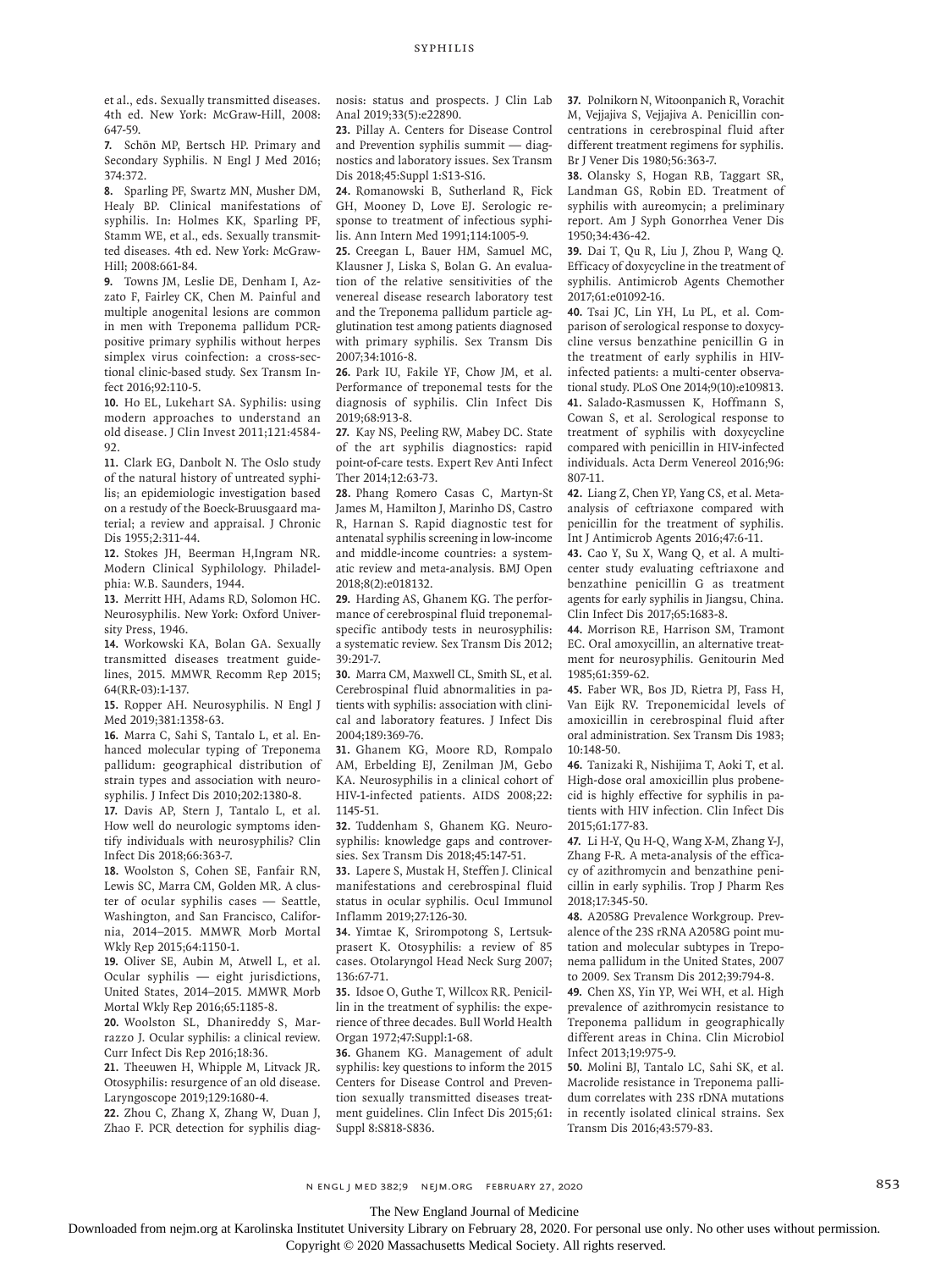et al., eds. Sexually transmitted diseases. 4th ed. New York: McGraw-Hill, 2008: 647-59.

**7.** Schön MP, Bertsch HP. Primary and Secondary Syphilis. N Engl J Med 2016; 374:372.

**8.** Sparling PF, Swartz MN, Musher DM, Healy BP. Clinical manifestations of syphilis. In: Holmes KK, Sparling PF, Stamm WE, et al., eds. Sexually transmitted diseases. 4th ed. New York: McGraw-Hill; 2008:661-84.

**9.** Towns JM, Leslie DE, Denham I, Azzato F, Fairley CK, Chen M. Painful and multiple anogenital lesions are common in men with Treponema pallidum PCR-positive primary syphilis without herpes simplex virus coinfection: a cross-sectional clinic-based study. Sex Transm Infect 2016;92:110-5.

**10.** Ho EL, Lukehart SA. Syphilis: using modern approaches to understand an old disease. J Clin Invest 2011;121:4584-92.

**11.** Clark EG, Danbolt N. The Oslo study of the natural history of untreated syphilis; an epidemiologic investigation based on a restudy of the Boeck-Bruusgaard material; a review and appraisal. J Chronic Dis 1955;2:311-44.

**12.** Stokes JH, Beerman H,Ingram NR. Modern Clinical Syphilology. Philadelphia: W.B. Saunders, 1944.

**13.** Merritt HH, Adams RD, Solomon HC. Neurosyphilis. New York: Oxford University Press, 1946.

**14.** Workowski KA, Bolan GA. Sexually transmitted diseases treatment guidelines, 2015. MMWR Recomm Rep 2015; 64(RR-03):1-137.

**15.** Ropper AH. Neurosyphilis. N Engl J Med 2019;381:1358-63.

**16.** Marra C, Sahi S, Tantalo L, et al. Enhanced molecular typing of Treponema pallidum: geographical distribution of strain types and association with neurosyphilis. J Infect Dis 2010;202:1380-8.

**17.** Davis AP, Stern J, Tantalo L, et al. How well do neurologic symptoms identify individuals with neurosyphilis? Clin Infect Dis 2018;66:363-7.

**18.** Woolston S, Cohen SE, Fanfair RN, Lewis SC, Marra CM, Golden MR. A cluster of ocular syphilis cases — Seattle, Washington, and San Francisco, California, 2014–2015. MMWR Morb Mortal Wkly Rep 2015;64:1150-1.

**19.** Oliver SE, Aubin M, Atwell L, et al. Ocular syphilis — eight jurisdictions, United States, 2014–2015. MMWR Morb Mortal Wkly Rep 2016;65:1185-8.

**20.** Woolston SL, Dhanireddy S, Marrazzo J. Ocular syphilis: a clinical review. Curr Infect Dis Rep 2016;18:36.

**21.** Theeuwen H, Whipple M, Litvack JR. Otosyphilis: resurgence of an old disease. Laryngoscope 2019;129:1680-4.

**22.** Zhou C, Zhang X, Zhang W, Duan J, Zhao F. PCR detection for syphilis diagnosis: status and prospects. J Clin Lab Anal 2019;33(5):e22890.

**23.** Pillay A. Centers for Disease Control and Prevention syphilis summit — diagnostics and laboratory issues. Sex Transm Dis 2018;45:Suppl 1:S13-S16.

**24.** Romanowski B, Sutherland R, Fick GH, Mooney D, Love EJ. Serologic response to treatment of infectious syphilis. Ann Intern Med 1991;114:1005-9.

**25.** Creegan L, Bauer HM, Samuel MC, Klausner J, Liska S, Bolan G. An evaluation of the relative sensitivities of the venereal disease research laboratory test and the Treponema pallidum particle agglutination test among patients diagnosed with primary syphilis. Sex Transm Dis 2007;34:1016-8.

**26.** Park IU, Fakile YF, Chow JM, et al. Performance of treponemal tests for the diagnosis of syphilis. Clin Infect Dis 2019;68:913-8.

**27.** Kay NS, Peeling RW, Mabey DC. State of the art syphilis diagnostics: rapid point-of-care tests. Expert Rev Anti Infect Ther 2014;12:63-73.

**28.** Phang Romero Casas C, Martyn-St James M, Hamilton J, Marinho DS, Castro R, Harnan S. Rapid diagnostic test for antenatal syphilis screening in low-income and middle-income countries: a systematic review and meta-analysis. BMJ Open 2018;8(2):e018132.

**29.** Harding AS, Ghanem KG. The performance of cerebrospinal fluid treponemal-specific antibody tests in neurosyphilis: a systematic review. Sex Transm Dis 2012; 39:291-7.

**30.** Marra CM, Maxwell CL, Smith SL, et al. Cerebrospinal fluid abnormalities in patients with syphilis: association with clinical and laboratory features. J Infect Dis 2004;189:369-76.

**31.** Ghanem KG, Moore RD, Rompalo AM, Erbelding EJ, Zenilman JM, Gebo KA. Neurosyphilis in a clinical cohort of HIV-1-infected patients. AIDS 2008;22: 1145-51.

**32.** Tuddenham S, Ghanem KG. Neurosyphilis: knowledge gaps and controversies. Sex Transm Dis 2018;45:147-51.

**33.** Lapere S, Mustak H, Steffen J. Clinical manifestations and cerebrospinal fluid status in ocular syphilis. Ocul Immunol Inflamm 2019;27:126-30.

**34.** Yimtae K, Srirompotong S, Lertsukprasert K. Otosyphilis: a review of 85 cases. Otolaryngol Head Neck Surg 2007; 136:67-71.

**35.** Idsoe O, Guthe T, Willcox RR. Penicillin in the treatment of syphilis: the experience of three decades. Bull World Health Organ 1972;47:Suppl:1-68.

**36.** Ghanem KG. Management of adult syphilis: key questions to inform the 2015 Centers for Disease Control and Prevention sexually transmitted diseases treatment guidelines. Clin Infect Dis 2015;61: Suppl 8:S818-S836.

**37.** Polnikorn N, Witoonpanich R, Vorachit M, Vejjajiva S, Vejjajiva A. Penicillin concentrations in cerebrospinal fluid after different treatment regimens for syphilis. Br J Vener Dis 1980;56:363-7.

**38.** Olansky S, Hogan RB, Taggart SR, Landman GS, Robin ED. Treatment of syphilis with aureomycin; a preliminary report. Am J Syph Gonorrhea Vener Dis 1950;34:436-42.

**39.** Dai T, Qu R, Liu J, Zhou P, Wang Q. Efficacy of doxycycline in the treatment of syphilis. Antimicrob Agents Chemother 2017;61:e01092-16.

**40.** Tsai JC, Lin YH, Lu PL, et al. Comparison of serological response to doxycycline versus benzathine penicillin G in the treatment of early syphilis in HIV-infected patients: a multi-center observational study. PLoS One 2014;9(10):e109813.

**41.** Salado-Rasmussen K, Hoffmann S, Cowan S, et al. Serological response to treatment of syphilis with doxycycline compared with penicillin in HIV-infected individuals. Acta Derm Venereol 2016;96: 807-11.

**42.** Liang Z, Chen YP, Yang CS, et al. Meta-analysis of ceftriaxone compared with penicillin for the treatment of syphilis. Int J Antimicrob Agents 2016;47:6-11.

**43.** Cao Y, Su X, Wang Q, et al. A multicenter study evaluating ceftriaxone and benzathine penicillin G as treatment agents for early syphilis in Jiangsu, China. Clin Infect Dis 2017;65:1683-8.

**44.** Morrison RE, Harrison SM, Tramont EC. Oral amoxycillin, an alternative treatment for neurosyphilis. Genitourin Med 1985;61:359-62.

**45.** Faber WR, Bos JD, Rietra PJ, Fass H, Van Eijk RV. Treponemicidal levels of amoxicillin in cerebrospinal fluid after oral administration. Sex Transm Dis 1983; 10:148-50.

**46.** Tanizaki R, Nishijima T, Aoki T, et al. High-dose oral amoxicillin plus probenecid is highly effective for syphilis in patients with HIV infection. Clin Infect Dis 2015;61:177-83.

**47.** Li H-Y, Qu H-Q, Wang X-M, Zhang Y-J, Zhang F-R. A meta-analysis of the efficacy of azithromycin and benzathine penicillin in early syphilis. Trop J Pharm Res 2018;17:345-50.

**48.** A2058G Prevalence Workgroup. Prevalence of the 23S rRNA A2058G point mutation and molecular subtypes in Treponema pallidum in the United States, 2007 to 2009. Sex Transm Dis 2012;39:794-8.

**49.** Chen XS, Yin YP, Wei WH, et al. High prevalence of azithromycin resistance to Treponema pallidum in geographically different areas in China. Clin Microbiol Infect 2013;19:975-9.

**50.** Molini BJ, Tantalo LC, Sahi SK, et al. Macrolide resistance in Treponema pallidum correlates with 23S rDNA mutations in recently isolated clinical strains. Sex Transm Dis 2016;43:579-83.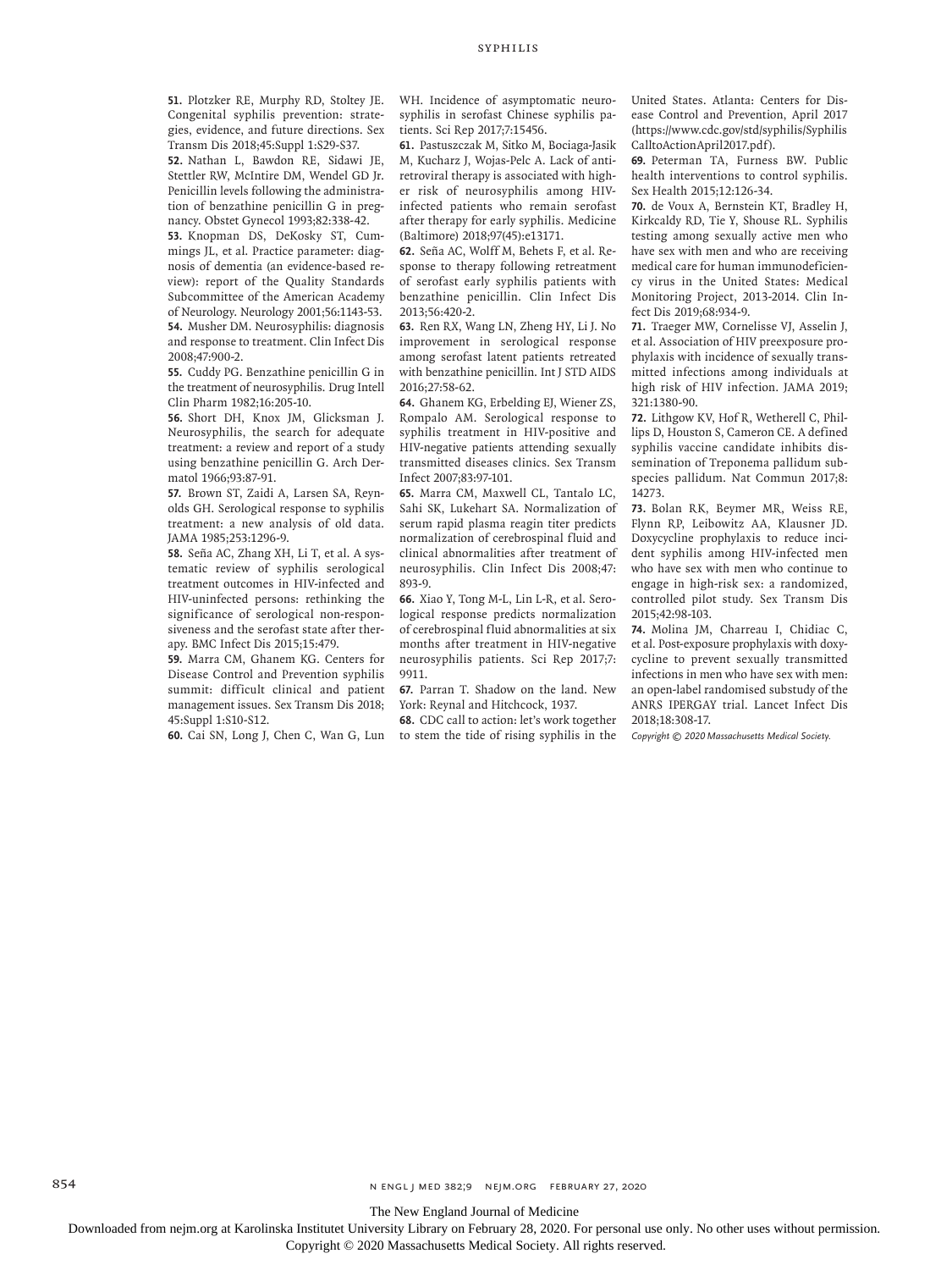**51.** Plotzker RE, Murphy RD, Stoltey JE. Congenital syphilis prevention: strategies, evidence, and future directions. Sex Transm Dis 2018;45:Suppl 1:S29-S37.

**52.** Nathan L, Bawdon RE, Sidawi JE, Stettler RW, McIntire DM, Wendel GD Jr. Penicillin levels following the administration of benzathine penicillin G in pregnancy. Obstet Gynecol 1993;82:338-42.

**53.** Knopman DS, DeKosky ST, Cummings JL, et al. Practice parameter: diagnosis of dementia (an evidence-based review): report of the Quality Standards Subcommittee of the American Academy of Neurology. Neurology 2001;56:1143-53.

**54.** Musher DM. Neurosyphilis: diagnosis and response to treatment. Clin Infect Dis 2008;47:900-2.

**55.** Cuddy PG. Benzathine penicillin G in the treatment of neurosyphilis. Drug Intell Clin Pharm 1982;16:205-10.

**56.** Short DH, Knox JM, Glicksman J. Neurosyphilis, the search for adequate treatment: a review and report of a study using benzathine penicillin G. Arch Dermatol 1966;93:87-91.

**57.** Brown ST, Zaidi A, Larsen SA, Reynolds GH. Serological response to syphilis treatment: a new analysis of old data. JAMA 1985;253:1296-9.

**58.** Seña AC, Zhang XH, Li T, et al. A systematic review of syphilis serological treatment outcomes in HIV-infected and HIV-uninfected persons: rethinking the significance of serological non-responsiveness and the serofast state after therapy. BMC Infect Dis 2015;15:479.

**59.** Marra CM, Ghanem KG. Centers for Disease Control and Prevention syphilis summit: difficult clinical and patient management issues. Sex Transm Dis 2018; 45:Suppl 1:S10-S12.

**60.** Cai SN, Long J, Chen C, Wan G, Lun WH. Incidence of asymptomatic neurosyphilis in serofast Chinese syphilis patients. Sci Rep 2017;7:15456.

**61.** Pastuszczak M, Sitko M, Bociaga-Jasik M, Kucharz J, Wojas-Pelc A. Lack of antiretroviral therapy is associated with higher risk of neurosyphilis among HIV-infected patients who remain serofast after therapy for early syphilis. Medicine (Baltimore) 2018;97(45):e13171.

**62.** Seña AC, Wolff M, Behets F, et al. Response to therapy following retreatment of serofast early syphilis patients with benzathine penicillin. Clin Infect Dis 2013;56:420-2.

**63.** Ren RX, Wang LN, Zheng HY, Li J. No improvement in serological response among serofast latent patients retreated with benzathine penicillin. Int J STD AIDS 2016;27:58-62.

**64.** Ghanem KG, Erbelding EJ, Wiener ZS, Rompalo AM. Serological response to syphilis treatment in HIV-positive and HIV-negative patients attending sexually transmitted diseases clinics. Sex Transm Infect 2007;83:97-101.

**65.** Marra CM, Maxwell CL, Tantalo LC, Sahi SK, Lukehart SA. Normalization of serum rapid plasma reagin titer predicts normalization of cerebrospinal fluid and clinical abnormalities after treatment of neurosyphilis. Clin Infect Dis 2008;47: 893-9.

**66.** Xiao Y, Tong M-L, Lin L-R, et al. Serological response predicts normalization of cerebrospinal fluid abnormalities at six months after treatment in HIV-negative neurosyphilis patients. Sci Rep 2017;7: 9911.

**67.** Parran T. Shadow on the land. New York: Reynal and Hitchcock, 1937.

**68.** CDC call to action: let's work together to stem the tide of rising syphilis in the United States. Atlanta: Centers for Disease Control and Prevention, April 2017 (https://www.cdc.gov/std/syphilis/SyphilisCalltoActionApril2017.pdf).

**69.** Peterman TA, Furness BW. Public health interventions to control syphilis. Sex Health 2015;12:126-34.

**70.** de Voux A, Bernstein KT, Bradley H, Kirkcaldy RD, Tie Y, Shouse RL. Syphilis testing among sexually active men who have sex with men and who are receiving medical care for human immunodeficiency virus in the United States: Medical Monitoring Project, 2013-2014. Clin Infect Dis 2019;68:934-9.

**71.** Traeger MW, Cornelisse VJ, Asselin J, et al. Association of HIV preexposure prophylaxis with incidence of sexually transmitted infections among individuals at high risk of HIV infection. JAMA 2019; 321:1380-90.

**72.** Lithgow KV, Hof R, Wetherell C, Phillips D, Houston S, Cameron CE. A defined syphilis vaccine candidate inhibits dissemination of Treponema pallidum subspecies pallidum. Nat Commun 2017;8: 14273.

**73.** Bolan RK, Beymer MR, Weiss RE, Flynn RP, Leibowitz AA, Klausner JD. Doxycycline prophylaxis to reduce incident syphilis among HIV-infected men who have sex with men who continue to engage in high-risk sex: a randomized, controlled pilot study. Sex Transm Dis 2015;42:98-103.

**74.** Molina JM, Charreau I, Chidiac C, et al. Post-exposure prophylaxis with doxycycline to prevent sexually transmitted infections in men who have sex with men: an open-label randomised substudy of the ANRS IPERGAY trial. Lancet Infect Dis 2018;18:308-17.

*Copyright © 2020 Massachusetts Medical Society.*